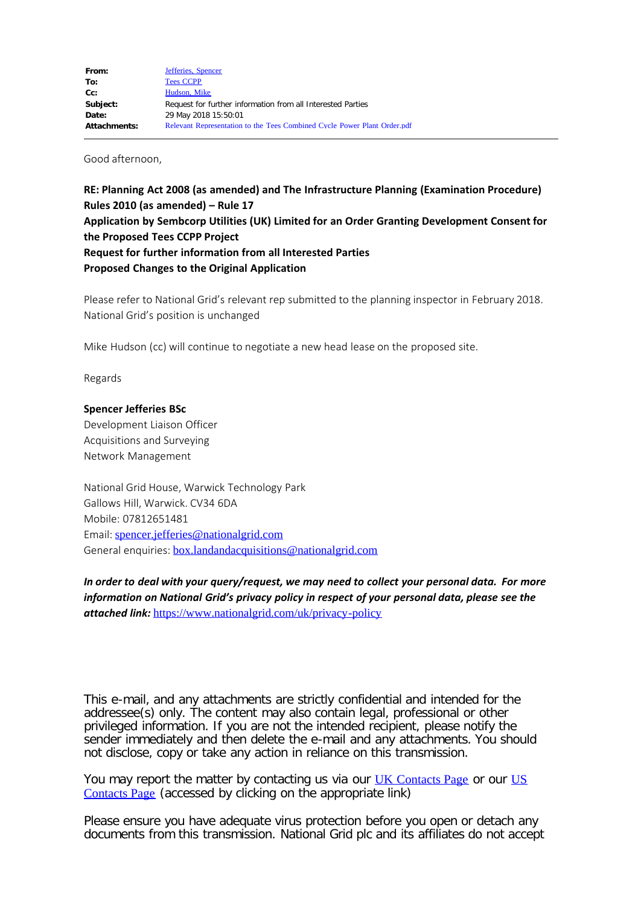| | |
|---|---|
| **From:** | Jefferies, Spencer |
| **To:** | Tees CCPP |
| **Cc:** | Hudson, Mike |
| **Subject:** | Request for further information from all Interested Parties |
| **Date:** | 29 May 2018 15:50:01 |
| **Attachments:** | Relevant Representation to the Tees Combined Cycle Power Plant Order.pdf |

---

Good afternoon,

**RE: Planning Act 2008 (as amended) and The Infrastructure Planning (Examination Procedure) Rules 2010 (as amended) – Rule 17**
**Application by Sembcorp Utilities (UK) Limited for an Order Granting Development Consent for the Proposed Tees CCPP Project**
**Request for further information from all Interested Parties**
**Proposed Changes to the Original Application**

Please refer to National Grid's relevant rep submitted to the planning inspector in February 2018. National Grid's position is unchanged

Mike Hudson (cc) will continue to negotiate a new head lease on the proposed site.

Regards

**Spencer Jefferies BSc**
Development Liaison Officer
Acquisitions and Surveying
Network Management

National Grid House, Warwick Technology Park
Gallows Hill, Warwick. CV34 6DA
Mobile: 07812651481
Email: spencer.jefferies@nationalgrid.com
General enquiries: box.landandacquisitions@nationalgrid.com

***In order to deal with your query/request, we may need to collect your personal data. For more information on National Grid's privacy policy in respect of your personal data, please see the attached link:*** https://www.nationalgrid.com/uk/privacy-policy

This e-mail, and any attachments are strictly confidential and intended for the addressee(s) only. The content may also contain legal, professional or other privileged information. If you are not the intended recipient, please notify the sender immediately and then delete the e-mail and any attachments. You should not disclose, copy or take any action in reliance on this transmission.

You may report the matter by contacting us via our UK Contacts Page or our US Contacts Page (accessed by clicking on the appropriate link)

Please ensure you have adequate virus protection before you open or detach any documents from this transmission. National Grid plc and its affiliates do not accept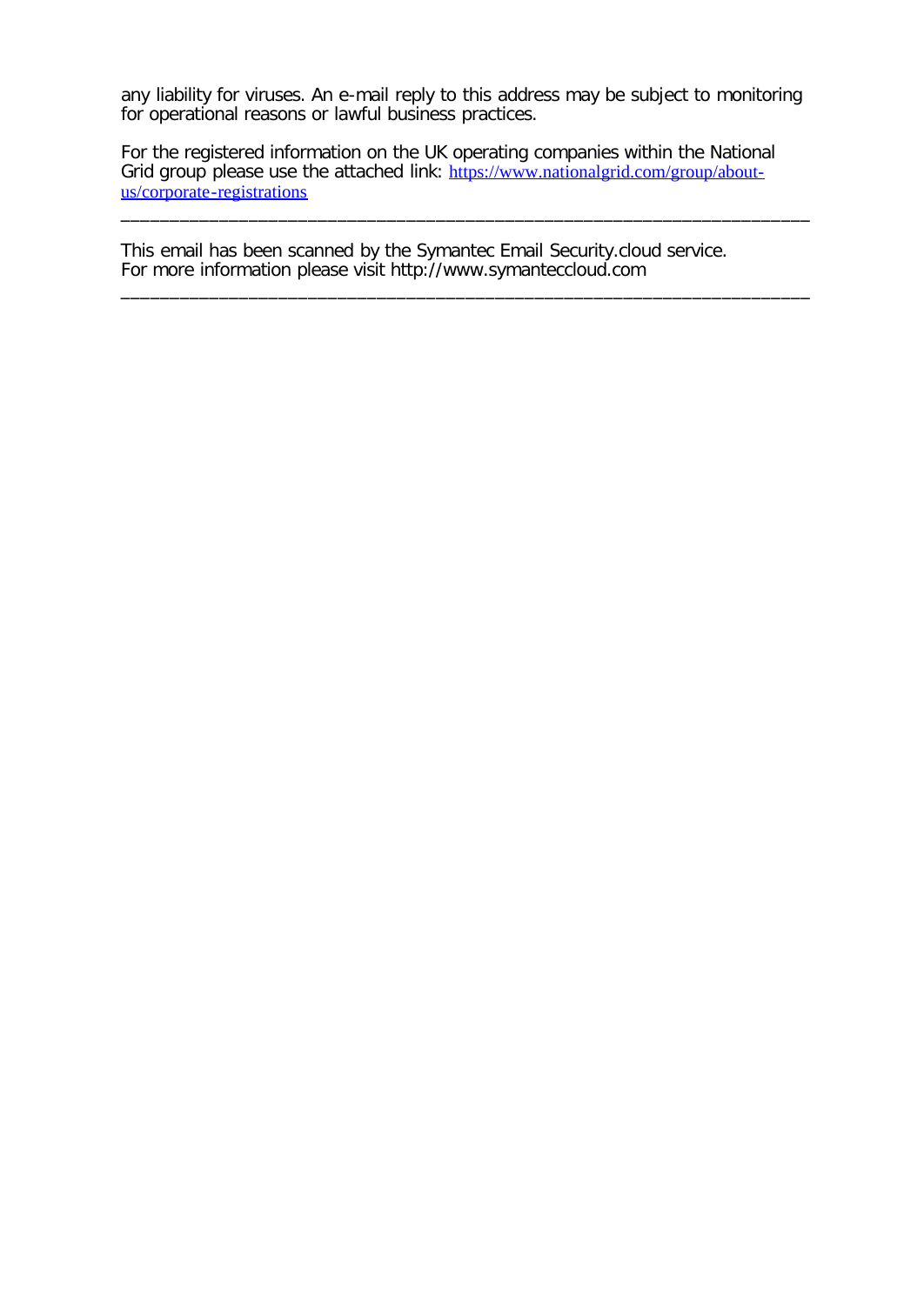any liability for viruses. An e-mail reply to this address may be subject to monitoring for operational reasons or lawful business practices.

For the registered information on the UK operating companies within the National Grid group please use the attached link: [https://www.nationalgrid.com/group/about-us/corporate-registrations](https://www.nationalgrid.com/group/about-us/corporate-registrations)

---

This email has been scanned by the Symantec Email Security.cloud service.
For more information please visit http://www.symanteccloud.com

---